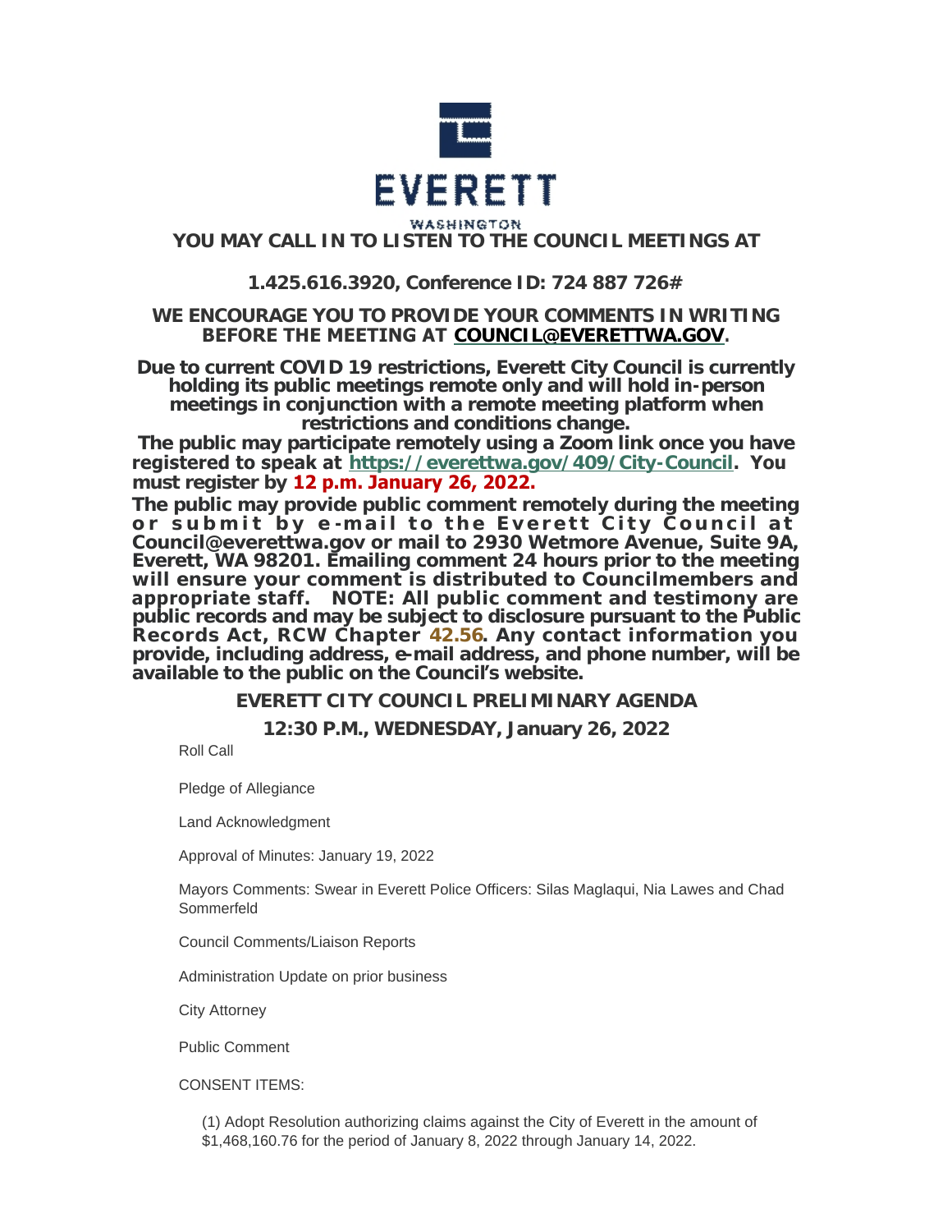EVERETT

WASHINGTON

**YOU MAY CALL IN TO LISTEN TO THE COUNCIL MEETINGS AT**

**1.425.616.3920, Conference ID: 724 887 726#**

**WE ENCOURAGE YOU TO PROVIDE YOUR COMMENTS IN WRITING BEFORE THE MEETING AT [COUNCIL@EVERETTWA.GOV](mailto:COUNCIL@EVERETTWA.GOV).**

**Due to current COVID 19 restrictions, Everett City Council is currently holding its public meetings remote only and will hold in-person meetings in conjunction with a remote meeting platform when restrictions and conditions change.**

**The public may participate remotely using a Zoom link once you have registered to speak at [https://everettwa.gov/409/City-Council](https://everettwa.gov/409/City-Council). You must register by 12 p.m. January 26, 2022.**

**The public may provide public comment remotely during the meeting or submit by e-mail to the Everett City Council at Council@everettwa.gov or mail to 2930 Wetmore Avenue, Suite 9A, Everett, WA 98201. Emailing comment 24 hours prior to the meeting will ensure your comment is distributed to Councilmembers and appropriate staff. NOTE: All public comment and testimony are public records and may be subject to disclosure pursuant to the Public Records Act, RCW Chapter 42.56. Any contact information you provide, including address, e-mail address, and phone number, will be available to the public on the Council's website.**

## EVERETT CITY COUNCIL PRELIMINARY AGENDA

## 12:30 P.M., WEDNESDAY, January 26, 2022

Roll Call

Pledge of Allegiance

Land Acknowledgment

Approval of Minutes: January 19, 2022

Mayors Comments: Swear in Everett Police Officers: Silas Maglaqui, Nia Lawes and Chad Sommerfeld

Council Comments/Liaison Reports

Administration Update on prior business

City Attorney

Public Comment

CONSENT ITEMS:

(1) Adopt Resolution authorizing claims against the City of Everett in the amount of $1,468,160.76 for the period of January 8, 2022 through January 14, 2022.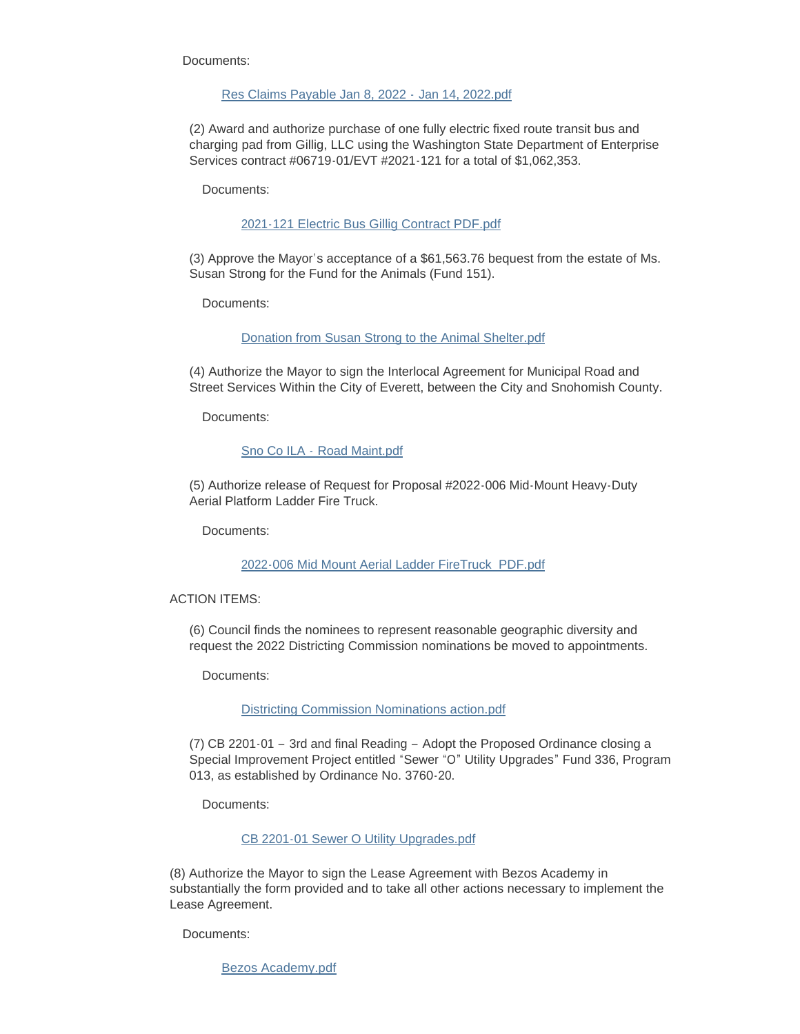Documents:

Res Claims Payable Jan 8, 2022 - Jan 14, 2022.pdf

(2) Award and authorize purchase of one fully electric fixed route transit bus and charging pad from Gillig, LLC using the Washington State Department of Enterprise Services contract #06719-01/EVT #2021-121 for a total of $1,062,353.

Documents:

2021-121 Electric Bus Gillig Contract PDF.pdf

(3) Approve the Mayor's acceptance of a $61,563.76 bequest from the estate of Ms. Susan Strong for the Fund for the Animals (Fund 151).

Documents:

Donation from Susan Strong to the Animal Shelter.pdf

(4) Authorize the Mayor to sign the Interlocal Agreement for Municipal Road and Street Services Within the City of Everett, between the City and Snohomish County.

Documents:

Sno Co ILA - Road Maint.pdf

(5) Authorize release of Request for Proposal #2022-006 Mid-Mount Heavy-Duty Aerial Platform Ladder Fire Truck.

Documents:

2022-006 Mid Mount Aerial Ladder FireTruck PDF.pdf

ACTION ITEMS:

(6) Council finds the nominees to represent reasonable geographic diversity and request the 2022 Districting Commission nominations be moved to appointments.

Documents:

Districting Commission Nominations action.pdf

(7) CB 2201-01 – 3rd and final Reading – Adopt the Proposed Ordinance closing a Special Improvement Project entitled "Sewer "O" Utility Upgrades" Fund 336, Program 013, as established by Ordinance No. 3760-20.

Documents:

CB 2201-01 Sewer O Utility Upgrades.pdf

(8) Authorize the Mayor to sign the Lease Agreement with Bezos Academy in substantially the form provided and to take all other actions necessary to implement the Lease Agreement.

Documents:

Bezos Academy.pdf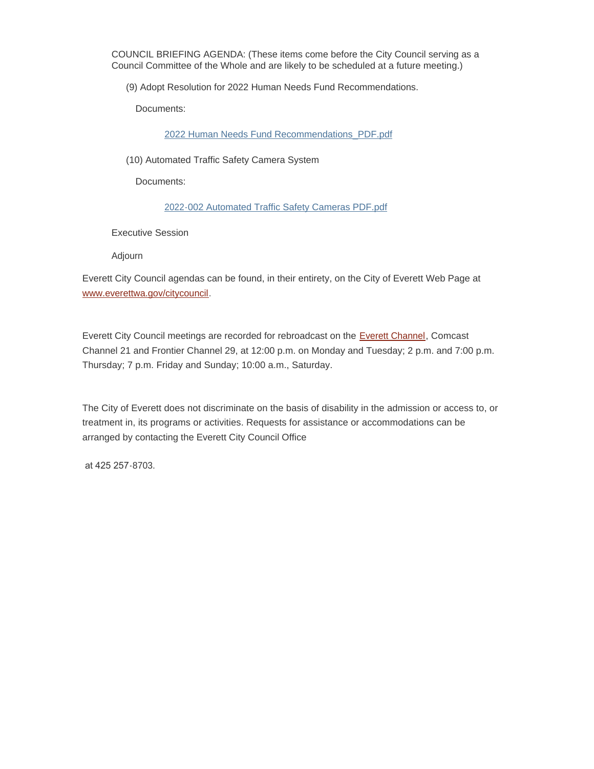COUNCIL BRIEFING AGENDA: (These items come before the City Council serving as a Council Committee of the Whole and are likely to be scheduled at a future meeting.)

(9) Adopt Resolution for 2022 Human Needs Fund Recommendations.

Documents:

[2022 Human Needs Fund Recommendations_PDF.pdf]

(10) Automated Traffic Safety Camera System

Documents:

[2022-002 Automated Traffic Safety Cameras PDF.pdf]

Executive Session

Adjourn

Everett City Council agendas can be found, in their entirety, on the City of Everett Web Page at www.everettwa.gov/citycouncil.

Everett City Council meetings are recorded for rebroadcast on the Everett Channel, Comcast Channel 21 and Frontier Channel 29, at 12:00 p.m. on Monday and Tuesday; 2 p.m. and 7:00 p.m. Thursday; 7 p.m. Friday and Sunday; 10:00 a.m., Saturday.

The City of Everett does not discriminate on the basis of disability in the admission or access to, or treatment in, its programs or activities. Requests for assistance or accommodations can be arranged by contacting the Everett City Council Office

at 425 257-8703.